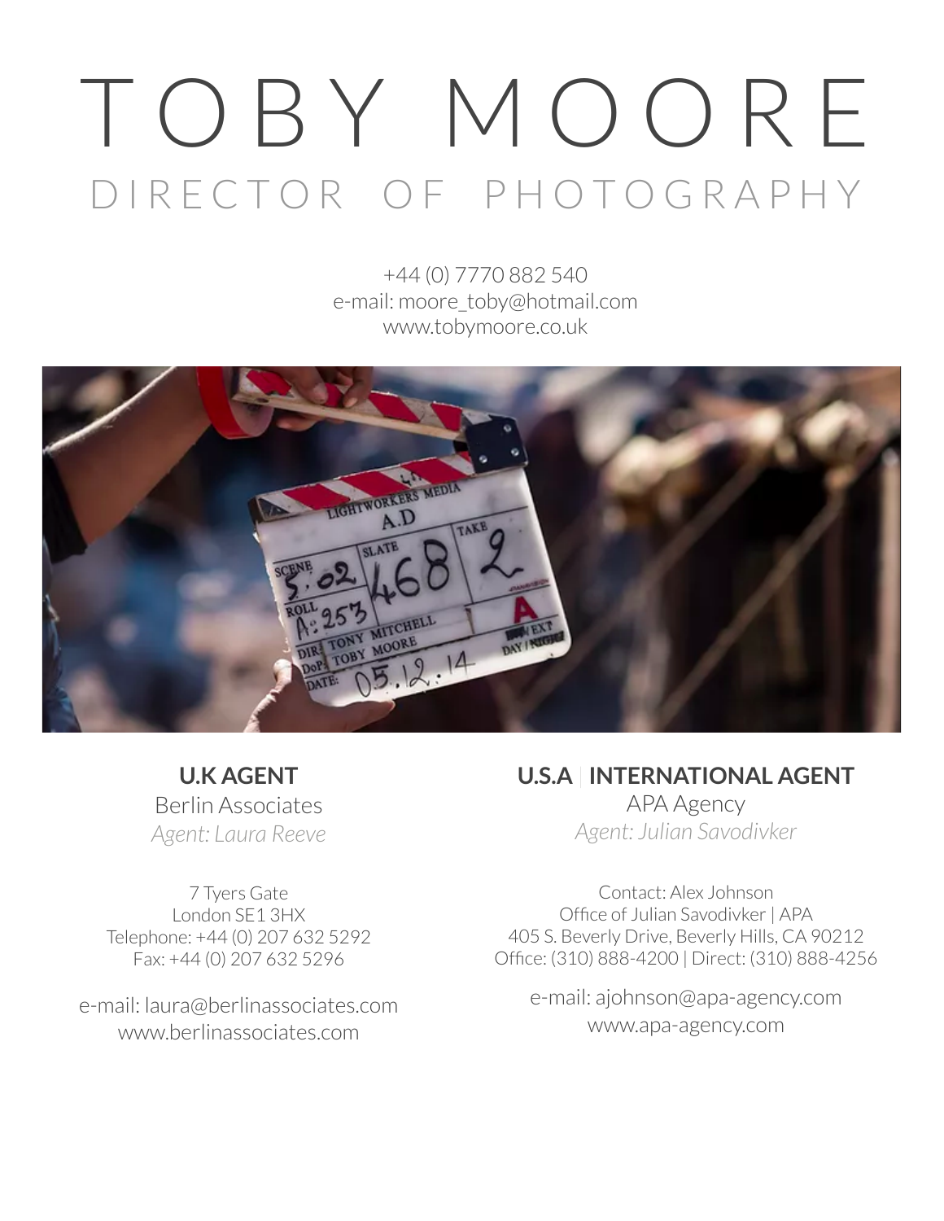# TOBY MOORE

## DIRECTOR OF PHOTOGRAPHY

+44 (0) 7770 882 540
e-mail: moore_toby@hotmail.com
www.tobymoore.co.uk

**U.K AGENT**
Berlin Associates
*Agent: Laura Reeve*

7 Tyers Gate
London SE1 3HX
Telephone: +44 (0) 207 632 5292
Fax: +44 (0) 207 632 5296

e-mail: laura@berlinassociates.com
www.berlinassociates.com

**U.S.A | INTERNATIONAL AGENT**
APA Agency
*Agent: Julian Savodivker*

Contact: Alex Johnson
Office of Julian Savodivker | APA
405 S. Beverly Drive, Beverly Hills, CA 90212
Office: (310) 888-4200 | Direct: (310) 888-4256

e-mail: ajohnson@apa-agency.com
www.apa-agency.com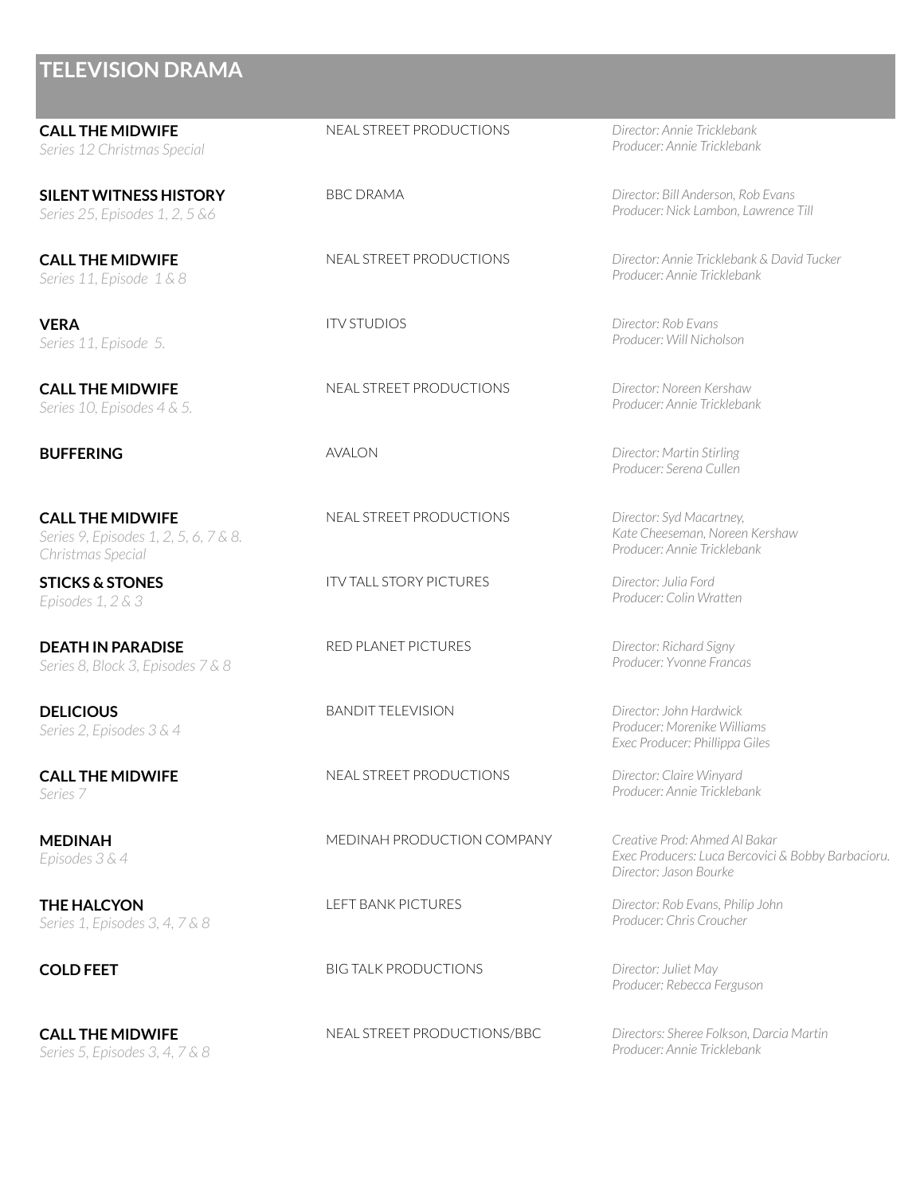## TELEVISION DRAMA

| | | |
|---|---|---|
| **CALL THE MIDWIFE**<br>*Series 12 Christmas Special* | NEAL STREET PRODUCTIONS | *Director: Annie Tricklebank*<br>*Producer: Annie Tricklebank* |
| **SILENT WITNESS HISTORY**<br>*Series 25, Episodes 1, 2, 5 &6* | BBC DRAMA | *Director: Bill Anderson, Rob Evans*<br>*Producer: Nick Lambon, Lawrence Till* |
| **CALL THE MIDWIFE**<br>*Series 11, Episode 1 & 8* | NEAL STREET PRODUCTIONS | *Director: Annie Tricklebank & David Tucker*<br>*Producer: Annie Tricklebank* |
| **VERA**<br>*Series 11, Episode 5.* | ITV STUDIOS | *Director: Rob Evans*<br>*Producer: Will Nicholson* |
| **CALL THE MIDWIFE**<br>*Series 10, Episodes 4 & 5.* | NEAL STREET PRODUCTIONS | *Director: Noreen Kershaw*<br>*Producer: Annie Tricklebank* |
| **BUFFERING** | AVALON | *Director: Martin Stirling*<br>*Producer: Serena Cullen* |
| **CALL THE MIDWIFE**<br>*Series 9, Episodes 1, 2, 5, 6, 7 & 8.*<br>*Christmas Special* | NEAL STREET PRODUCTIONS | *Director: Syd Macartney,*<br>*Kate Cheeseman, Noreen Kershaw*<br>*Producer: Annie Tricklebank* |
| **STICKS & STONES**<br>*Episodes 1, 2 & 3* | ITV TALL STORY PICTURES | *Director: Julia Ford*<br>*Producer: Colin Wratten* |
| **DEATH IN PARADISE**<br>*Series 8, Block 3, Episodes 7 & 8* | RED PLANET PICTURES | *Director: Richard Signy*<br>*Producer: Yvonne Francas* |
| **DELICIOUS**<br>*Series 2, Episodes 3 & 4* | BANDIT TELEVISION | *Director: John Hardwick*<br>*Producer: Morenike Williams*<br>*Exec Producer: Phillippa Giles* |
| **CALL THE MIDWIFE**<br>*Series 7* | NEAL STREET PRODUCTIONS | *Director: Claire Winyard*<br>*Producer: Annie Tricklebank* |
| **MEDINAH**<br>*Episodes 3 & 4* | MEDINAH PRODUCTION COMPANY | *Creative Prod: Ahmed Al Bakar*<br>*Exec Producers: Luca Bercovici & Bobby Barbacioru.*<br>*Director: Jason Bourke* |
| **THE HALCYON**<br>*Series 1, Episodes 3, 4, 7 & 8* | LEFT BANK PICTURES | *Director: Rob Evans, Philip John*<br>*Producer: Chris Croucher* |
| **COLD FEET** | BIG TALK PRODUCTIONS | *Director: Juliet May*<br>*Producer: Rebecca Ferguson* |
| **CALL THE MIDWIFE**<br>*Series 5, Episodes 3, 4, 7 & 8* | NEAL STREET PRODUCTIONS/BBC | *Directors: Sheree Folkson, Darcia Martin*<br>*Producer: Annie Tricklebank* |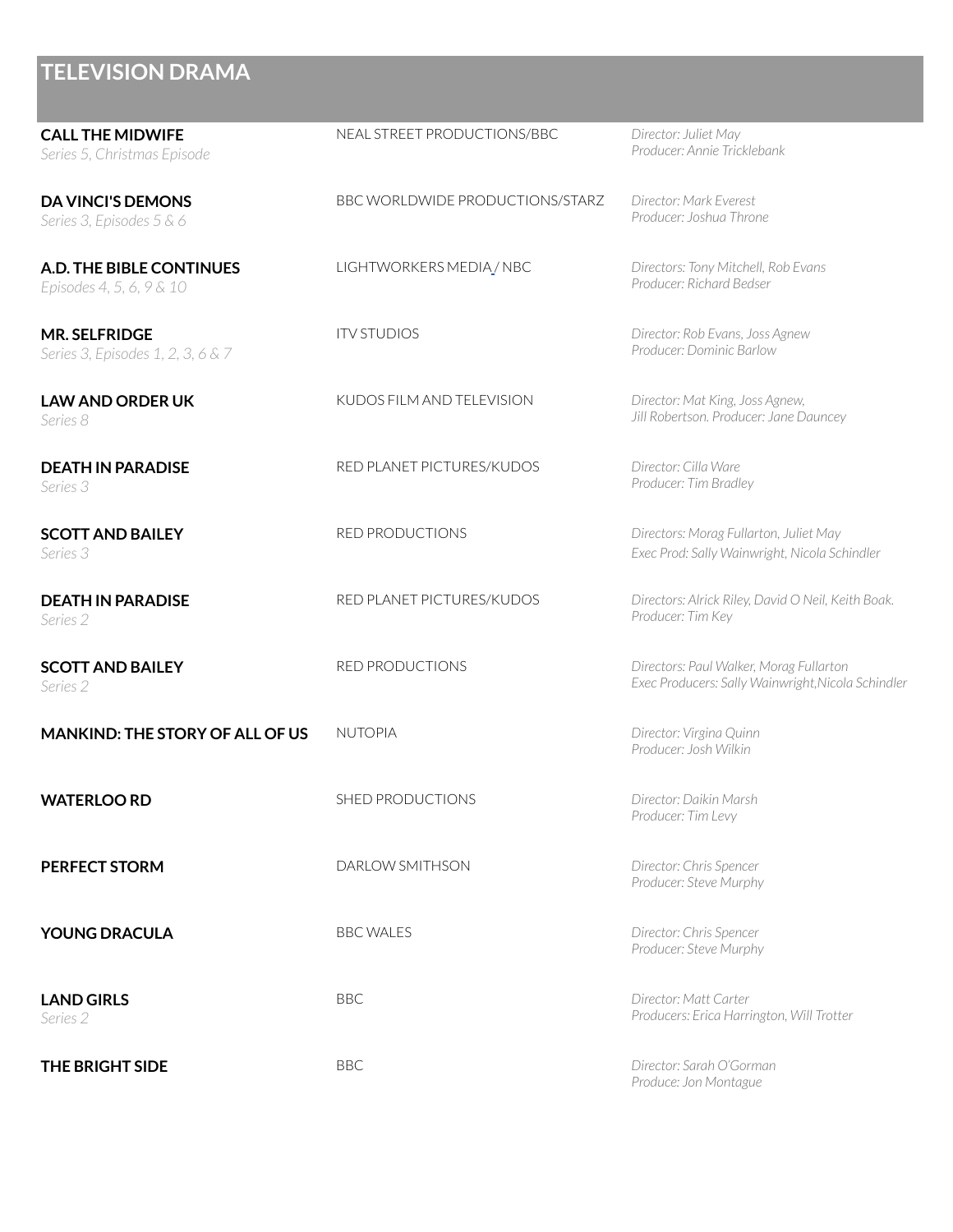## TELEVISION DRAMA

| | | |
|---|---|---|
| **CALL THE MIDWIFE**<br>*Series 5, Christmas Episode* | NEAL STREET PRODUCTIONS/BBC | *Director: Juliet May*<br>*Producer: Annie Tricklebank* |
| **DA VINCI'S DEMONS**<br>*Series 3, Episodes 5 & 6* | BBC WORLDWIDE PRODUCTIONS/STARZ | *Director: Mark Everest*<br>*Producer: Joshua Throne* |
| **A.D. THE BIBLE CONTINUES**<br>*Episodes 4, 5, 6, 9 & 10* | LIGHTWORKERS MEDIA / NBC | *Directors: Tony Mitchell, Rob Evans*<br>*Producer: Richard Bedser* |
| **MR. SELFRIDGE**<br>*Series 3, Episodes 1, 2, 3, 6 & 7* | ITV STUDIOS | *Director: Rob Evans, Joss Agnew*<br>*Producer: Dominic Barlow* |
| **LAW AND ORDER UK**<br>*Series 8* | KUDOS FILM AND TELEVISION | *Director: Mat King, Joss Agnew, Jill Robertson. Producer: Jane Dauncey* |
| **DEATH IN PARADISE**<br>*Series 3* | RED PLANET PICTURES/KUDOS | *Director: Cilla Ware*<br>*Producer: Tim Bradley* |
| **SCOTT AND BAILEY**<br>*Series 3* | RED PRODUCTIONS | *Directors: Morag Fullarton, Juliet May*<br>*Exec Prod: Sally Wainwright, Nicola Schindler* |
| **DEATH IN PARADISE**<br>*Series 2* | RED PLANET PICTURES/KUDOS | *Directors: Alrick Riley, David O Neil, Keith Boak.*<br>*Producer: Tim Key* |
| **SCOTT AND BAILEY**<br>*Series 2* | RED PRODUCTIONS | *Directors: Paul Walker, Morag Fullarton*<br>*Exec Producers: Sally Wainwright,Nicola Schindler* |
| **MANKIND: THE STORY OF ALL OF US** | NUTOPIA | *Director: Virgina Quinn*<br>*Producer: Josh Wilkin* |
| **WATERLOO RD** | SHED PRODUCTIONS | *Director: Daikin Marsh*<br>*Producer: Tim Levy* |
| **PERFECT STORM** | DARLOW SMITHSON | *Director: Chris Spencer*<br>*Producer: Steve Murphy* |
| **YOUNG DRACULA** | BBC WALES | *Director: Chris Spencer*<br>*Producer: Steve Murphy* |
| **LAND GIRLS**<br>*Series 2* | BBC | *Director: Matt Carter*<br>*Producers: Erica Harrington, Will Trotter* |
| **THE BRIGHT SIDE** | BBC | *Director: Sarah O'Gorman*<br>*Produce: Jon Montague* |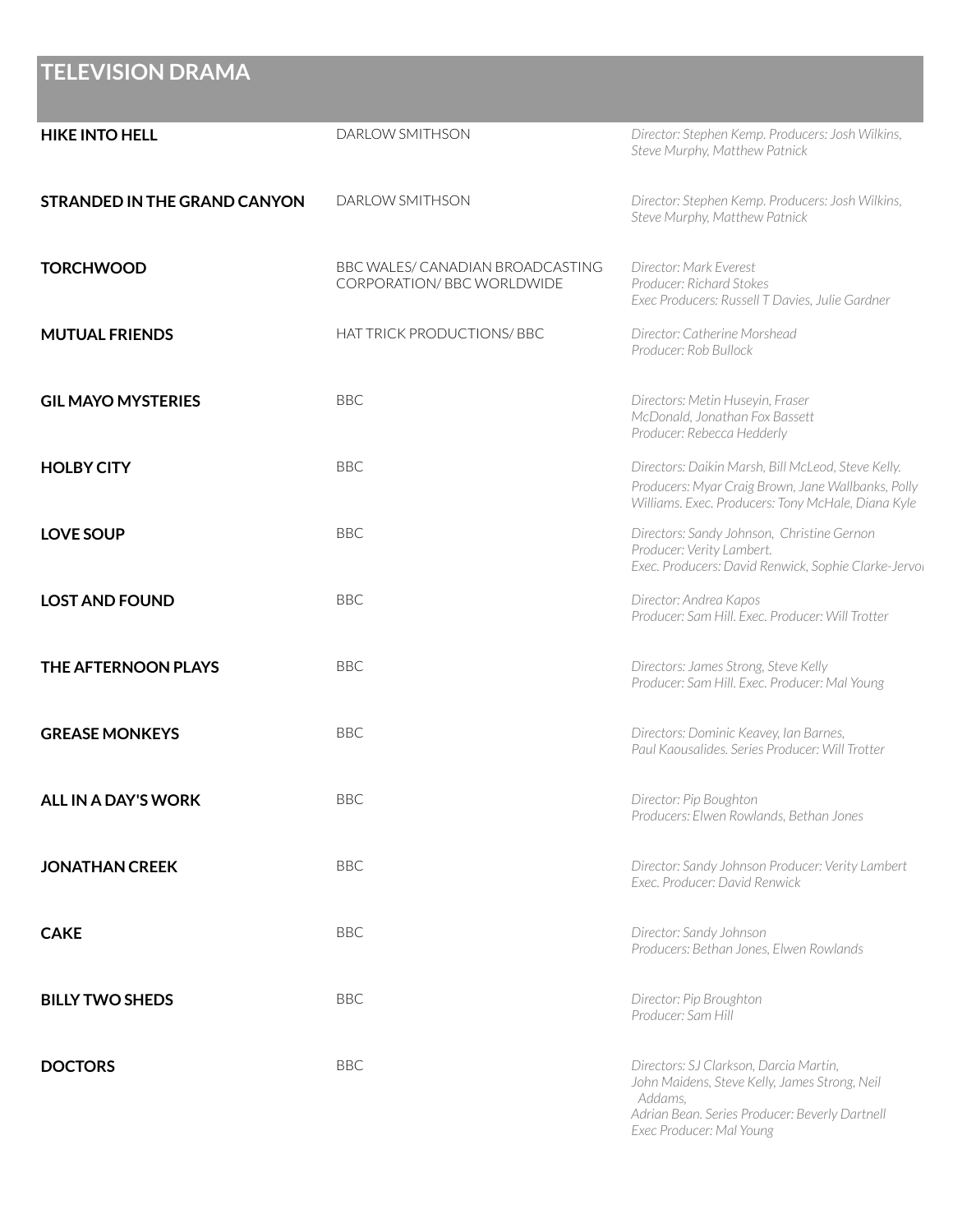## TELEVISION DRAMA

| | | |
|---|---|---|
| **HIKE INTO HELL** | DARLOW SMITHSON | *Director: Stephen Kemp. Producers: Josh Wilkins, Steve Murphy, Matthew Patnick* |
| **STRANDED IN THE GRAND CANYON** | DARLOW SMITHSON | *Director: Stephen Kemp. Producers: Josh Wilkins, Steve Murphy, Matthew Patnick* |
| **TORCHWOOD** | BBC WALES/ CANADIAN BROADCASTING CORPORATION/ BBC WORLDWIDE | *Director: Mark Everest<br>Producer: Richard Stokes<br>Exec Producers: Russell T Davies, Julie Gardner* |
| **MUTUAL FRIENDS** | HAT TRICK PRODUCTIONS/ BBC | *Director: Catherine Morshead<br>Producer: Rob Bullock* |
| **GIL MAYO MYSTERIES** | BBC | *Directors: Metin Huseyin, Fraser McDonald, Jonathan Fox Bassett<br>Producer: Rebecca Hedderly* |
| **HOLBY CITY** | BBC | *Directors: Daikin Marsh, Bill McLeod, Steve Kelly.<br>Producers: Myar Craig Brown, Jane Wallbanks, Polly Williams. Exec. Producers: Tony McHale, Diana Kyle* |
| **LOVE SOUP** | BBC | *Directors: Sandy Johnson, Christine Gernon<br>Producer: Verity Lambert.<br>Exec. Producers: David Renwick, Sophie Clarke-Jervoi* |
| **LOST AND FOUND** | BBC | *Director: Andrea Kapos<br>Producer: Sam Hill. Exec. Producer: Will Trotter* |
| **THE AFTERNOON PLAYS** | BBC | *Directors: James Strong, Steve Kelly<br>Producer: Sam Hill. Exec. Producer: Mal Young* |
| **GREASE MONKEYS** | BBC | *Directors: Dominic Keavey, Ian Barnes, Paul Kaousalides. Series Producer: Will Trotter* |
| **ALL IN A DAY'S WORK** | BBC | *Director: Pip Boughton<br>Producers: Elwen Rowlands, Bethan Jones* |
| **JONATHAN CREEK** | BBC | *Director: Sandy Johnson Producer: Verity Lambert<br>Exec. Producer: David Renwick* |
| **CAKE** | BBC | *Director: Sandy Johnson<br>Producers: Bethan Jones, Elwen Rowlands* |
| **BILLY TWO SHEDS** | BBC | *Director: Pip Broughton<br>Producer: Sam Hill* |
| **DOCTORS** | BBC | *Directors: SJ Clarkson, Darcia Martin, John Maidens, Steve Kelly, James Strong, Neil Addams, Adrian Bean. Series Producer: Beverly Dartnell<br>Exec Producer: Mal Young* |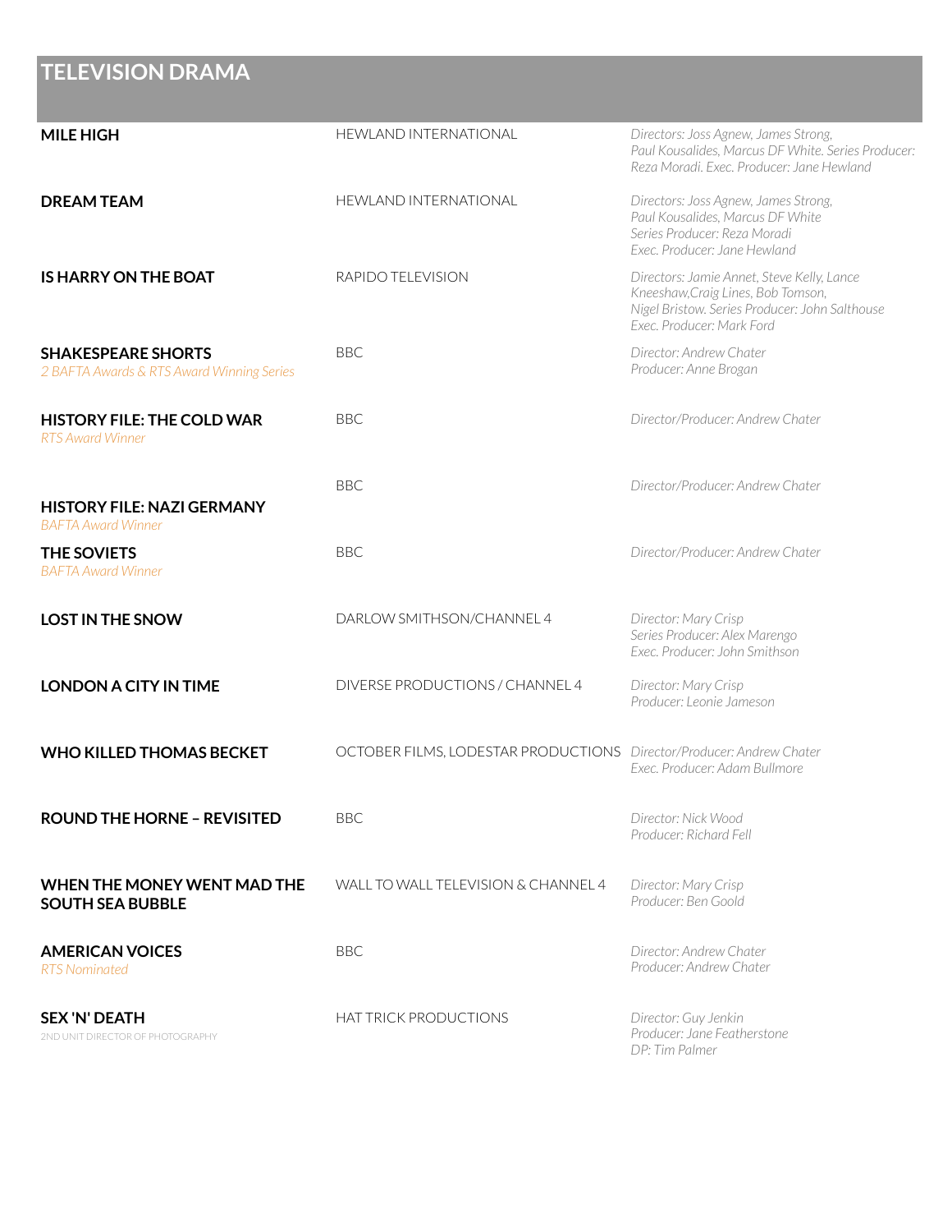## TELEVISION DRAMA

| | | |
|---|---|---|
| **MILE HIGH** | HEWLAND INTERNATIONAL | *Directors: Joss Agnew, James Strong, Paul Kousalides, Marcus DF White. Series Producer: Reza Moradi. Exec. Producer: Jane Hewland* |
| **DREAM TEAM** | HEWLAND INTERNATIONAL | *Directors: Joss Agnew, James Strong, Paul Kousalides, Marcus DF White Series Producer: Reza Moradi Exec. Producer: Jane Hewland* |
| **IS HARRY ON THE BOAT** | RAPIDO TELEVISION | *Directors: Jamie Annet, Steve Kelly, Lance Kneeshaw,Craig Lines, Bob Tomson, Nigel Bristow. Series Producer: John Salthouse Exec. Producer: Mark Ford* |
| **SHAKESPEARE SHORTS** *2 BAFTA Awards & RTS Award Winning Series* | BBC | *Director: Andrew Chater Producer: Anne Brogan* |
| **HISTORY FILE: THE COLD WAR** *RTS Award Winner* | BBC | *Director/Producer: Andrew Chater* |
| **HISTORY FILE: NAZI GERMANY** *BAFTA Award Winner* | BBC | *Director/Producer: Andrew Chater* |
| **THE SOVIETS** *BAFTA Award Winner* | BBC | *Director/Producer: Andrew Chater* |
| **LOST IN THE SNOW** | DARLOW SMITHSON/CHANNEL 4 | *Director: Mary Crisp Series Producer: Alex Marengo Exec. Producer: John Smithson* |
| **LONDON A CITY IN TIME** | DIVERSE PRODUCTIONS / CHANNEL 4 | *Director: Mary Crisp Producer: Leonie Jameson* |
| **WHO KILLED THOMAS BECKET** | OCTOBER FILMS, LODESTAR PRODUCTIONS | *Director/Producer: Andrew Chater Exec. Producer: Adam Bullmore* |
| **ROUND THE HORNE – REVISITED** | BBC | *Director: Nick Wood Producer: Richard Fell* |
| **WHEN THE MONEY WENT MAD THE SOUTH SEA BUBBLE** | WALL TO WALL TELEVISION & CHANNEL 4 | *Director: Mary Crisp Producer: Ben Goold* |
| **AMERICAN VOICES** *RTS Nominated* | BBC | *Director: Andrew Chater Producer: Andrew Chater* |
| **SEX 'N' DEATH** 2ND UNIT DIRECTOR OF PHOTOGRAPHY | HAT TRICK PRODUCTIONS | *Director: Guy Jenkin Producer: Jane Featherstone DP: Tim Palmer* |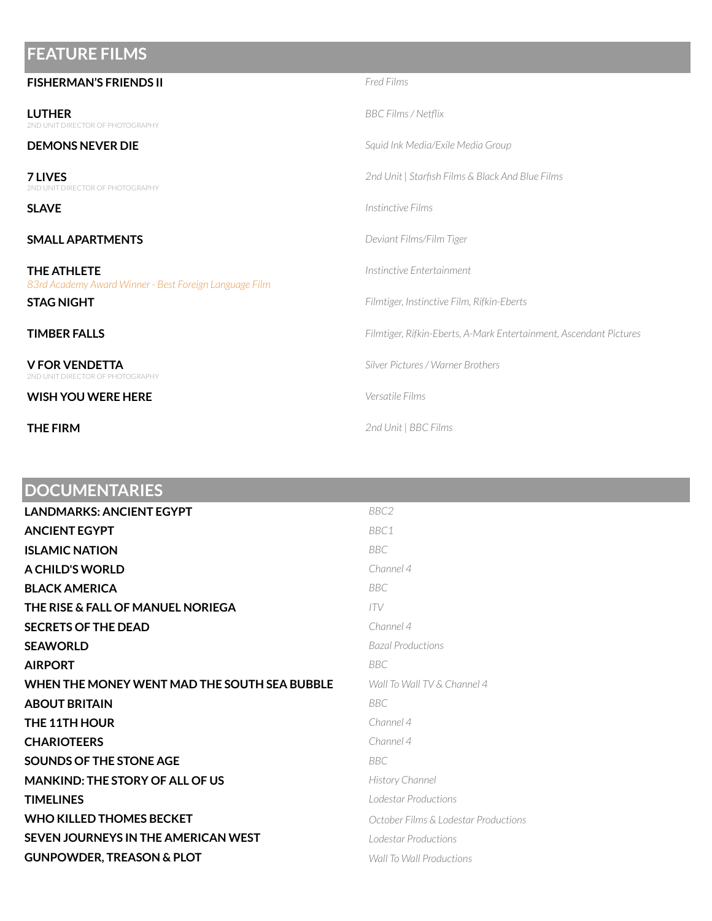## FEATURE FILMS

| | |
|---|---|
| **FISHERMAN'S FRIENDS II** | *Fred Films* |
| **LUTHER** 2ND UNIT DIRECTOR OF PHOTOGRAPHY | *BBC Films / Netflix* |
| **DEMONS NEVER DIE** | *Squid Ink Media/Exile Media Group* |
| **7 LIVES** 2ND UNIT DIRECTOR OF PHOTOGRAPHY | *2nd Unit \| Starfish Films & Black And Blue Films* |
| **SLAVE** | *Instinctive Films* |
| **SMALL APARTMENTS** | *Deviant Films/Film Tiger* |
| **THE ATHLETE** *83rd Academy Award Winner - Best Foreign Language Film* | *Instinctive Entertainment* |
| **STAG NIGHT** | *Filmtiger, Instinctive Film, Rifkin-Eberts* |
| **TIMBER FALLS** | *Filmtiger, Rifkin-Eberts, A-Mark Entertainment, Ascendant Pictures* |
| **V FOR VENDETTA** 2ND UNIT DIRECTOR OF PHOTOGRAPHY | *Silver Pictures / Warner Brothers* |
| **WISH YOU WERE HERE** | *Versatile Films* |
| **THE FIRM** | *2nd Unit \| BBC Films* |

## DOCUMENTARIES

| | |
|---|---|
| **LANDMARKS: ANCIENT EGYPT** | *BBC2* |
| **ANCIENT EGYPT** | *BBC1* |
| **ISLAMIC NATION** | *BBC* |
| **A CHILD'S WORLD** | *Channel 4* |
| **BLACK AMERICA** | *BBC* |
| **THE RISE & FALL OF MANUEL NORIEGA** | *ITV* |
| **SECRETS OF THE DEAD** | *Channel 4* |
| **SEAWORLD** | *Bazal Productions* |
| **AIRPORT** | *BBC* |
| **WHEN THE MONEY WENT MAD THE SOUTH SEA BUBBLE** | *Wall To Wall TV & Channel 4* |
| **ABOUT BRITAIN** | *BBC* |
| **THE 11TH HOUR** | *Channel 4* |
| **CHARIOTEERS** | *Channel 4* |
| **SOUNDS OF THE STONE AGE** | *BBC* |
| **MANKIND: THE STORY OF ALL OF US** | *History Channel* |
| **TIMELINES** | *Lodestar Productions* |
| **WHO KILLED THOMES BECKET** | *October Films & Lodestar Productions* |
| **SEVEN JOURNEYS IN THE AMERICAN WEST** | *Lodestar Productions* |
| **GUNPOWDER, TREASON & PLOT** | *Wall To Wall Productions* |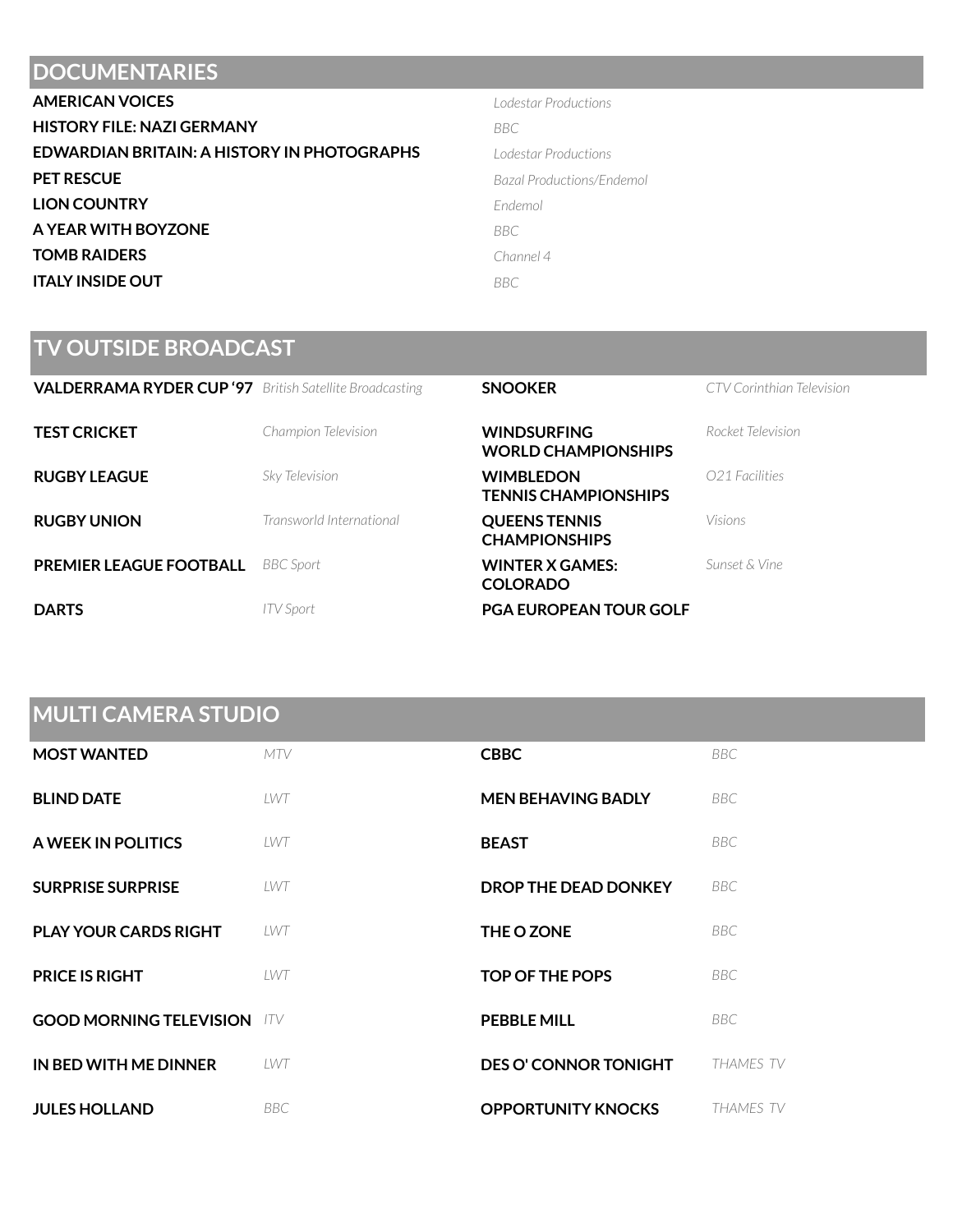## DOCUMENTARIES

| | |
|---|---|
| **AMERICAN VOICES** | *Lodestar Productions* |
| **HISTORY FILE: NAZI GERMANY** | *BBC* |
| **EDWARDIAN BRITAIN: A HISTORY IN PHOTOGRAPHS** | *Lodestar Productions* |
| **PET RESCUE** | *Bazal Productions/Endemol* |
| **LION COUNTRY** | *Endemol* |
| **A YEAR WITH BOYZONE** | *BBC* |
| **TOMB RAIDERS** | *Channel 4* |
| **ITALY INSIDE OUT** | *BBC* |

## TV OUTSIDE BROADCAST

| | |
|---|---|
| **VALDERRAMA RYDER CUP '97** | *British Satellite Broadcasting* |
| **TEST CRICKET** | *Champion Television* |
| **RUGBY LEAGUE** | *Sky Television* |
| **RUGBY UNION** | *Transworld International* |
| **PREMIER LEAGUE FOOTBALL** | *BBC Sport* |
| **DARTS** | *ITV Sport* |
| **SNOOKER** | *CTV Corinthian Television* |
| **WINDSURFING WORLD CHAMPIONSHIPS** | *Rocket Television* |
| **WIMBLEDON TENNIS CHAMPIONSHIPS** | *O21 Facilities* |
| **QUEENS TENNIS CHAMPIONSHIPS** | *Visions* |
| **WINTER X GAMES: COLORADO** | *Sunset & Vine* |
| **PGA EUROPEAN TOUR GOLF** | |

## MULTI CAMERA STUDIO

| | |
|---|---|
| **MOST WANTED** | *MTV* |
| **BLIND DATE** | *LWT* |
| **A WEEK IN POLITICS** | *LWT* |
| **SURPRISE SURPRISE** | *LWT* |
| **PLAY YOUR CARDS RIGHT** | *LWT* |
| **PRICE IS RIGHT** | *LWT* |
| **GOOD MORNING TELEVISION** | *ITV* |
| **IN BED WITH ME DINNER** | *LWT* |
| **JULES HOLLAND** | *BBC* |
| **CBBC** | *BBC* |
| **MEN BEHAVING BADLY** | *BBC* |
| **BEAST** | *BBC* |
| **DROP THE DEAD DONKEY** | *BBC* |
| **THE O ZONE** | *BBC* |
| **TOP OF THE POPS** | *BBC* |
| **PEBBLE MILL** | *BBC* |
| **DES O' CONNOR TONIGHT** | *THAMES TV* |
| **OPPORTUNITY KNOCKS** | *THAMES TV* |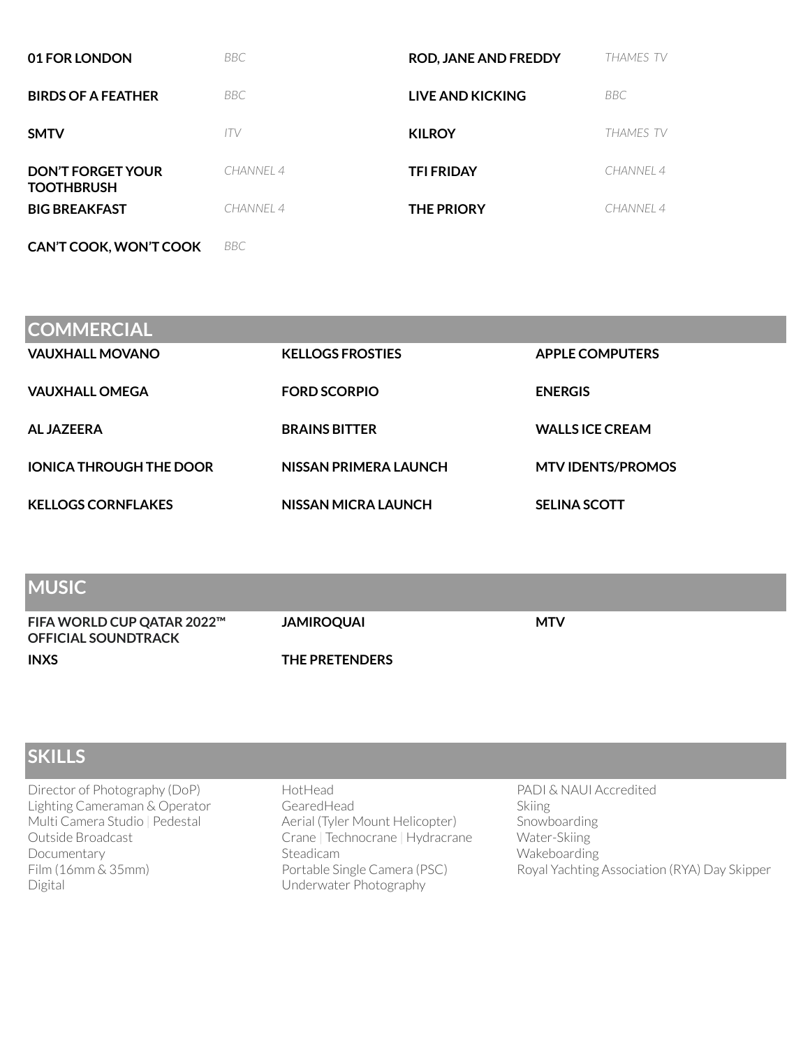| | | | |
|---|---|---|---|
| **01 FOR LONDON** | *BBC* | **ROD, JANE AND FREDDY** | *THAMES TV* |
| **BIRDS OF A FEATHER** | *BBC* | **LIVE AND KICKING** | *BBC* |
| **SMTV** | *ITV* | **KILROY** | *THAMES TV* |
| **DON'T FORGET YOUR TOOTHBRUSH** | *CHANNEL 4* | **TFI FRIDAY** | *CHANNEL 4* |
| **BIG BREAKFAST** | *CHANNEL 4* | **THE PRIORY** | *CHANNEL 4* |
| **CAN'T COOK, WON'T COOK** | *BBC* | | |

## COMMERCIAL

| | | |
|---|---|---|
| **VAUXHALL MOVANO** | **KELLOGS FROSTIES** | **APPLE COMPUTERS** |
| **VAUXHALL OMEGA** | **FORD SCORPIO** | **ENERGIS** |
| **AL JAZEERA** | **BRAINS BITTER** | **WALLS ICE CREAM** |
| **IONICA THROUGH THE DOOR** | **NISSAN PRIMERA LAUNCH** | **MTV IDENTS/PROMOS** |
| **KELLOGS CORNFLAKES** | **NISSAN MICRA LAUNCH** | **SELINA SCOTT** |

## MUSIC

| | | |
|---|---|---|
| **FIFA WORLD CUP QATAR 2022™ OFFICIAL SOUNDTRACK** | **JAMIROQUAI** | **MTV** |
| **INXS** | **THE PRETENDERS** | |

## SKILLS

Director of Photography (DoP)
Lighting Cameraman & Operator
Multi Camera Studio | Pedestal
Outside Broadcast
Documentary
Film (16mm & 35mm)
Digital

HotHead
GearedHead
Aerial (Tyler Mount Helicopter)
Crane | Technocrane | Hydracrane
Steadicam
Portable Single Camera (PSC)
Underwater Photography

PADI & NAUI Accredited
Skiing
Snowboarding
Water-Skiing
Wakeboarding
Royal Yachting Association (RYA) Day Skipper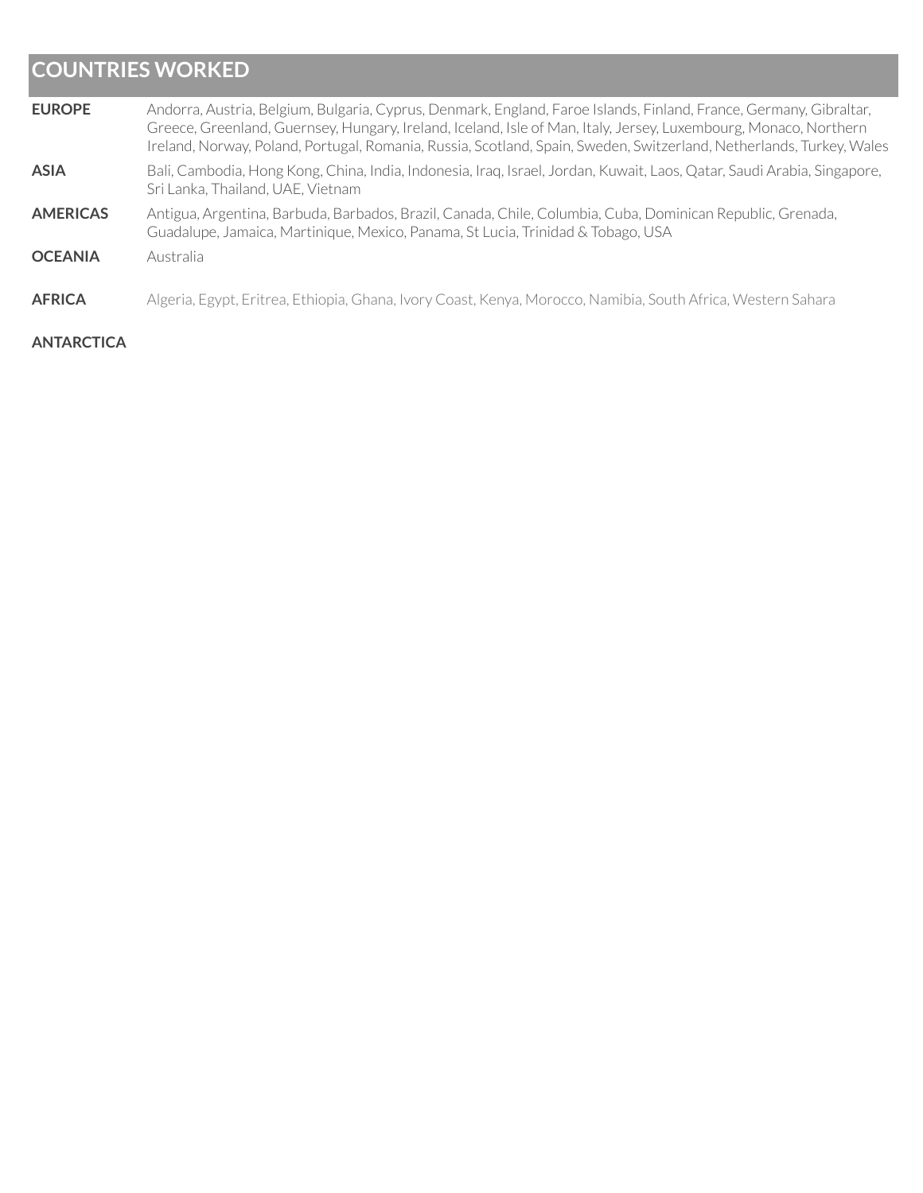## COUNTRIES WORKED

**EUROPE** Andorra, Austria, Belgium, Bulgaria, Cyprus, Denmark, England, Faroe Islands, Finland, France, Germany, Gibraltar, Greece, Greenland, Guernsey, Hungary, Ireland, Iceland, Isle of Man, Italy, Jersey, Luxembourg, Monaco, Northern Ireland, Norway, Poland, Portugal, Romania, Russia, Scotland, Spain, Sweden, Switzerland, Netherlands, Turkey, Wales

**ASIA** Bali, Cambodia, Hong Kong, China, India, Indonesia, Iraq, Israel, Jordan, Kuwait, Laos, Qatar, Saudi Arabia, Singapore, Sri Lanka, Thailand, UAE, Vietnam

**AMERICAS** Antigua, Argentina, Barbuda, Barbados, Brazil, Canada, Chile, Columbia, Cuba, Dominican Republic, Grenada, Guadalupe, Jamaica, Martinique, Mexico, Panama, St Lucia, Trinidad & Tobago, USA

**OCEANIA** Australia

**AFRICA** Algeria, Egypt, Eritrea, Ethiopia, Ghana, Ivory Coast, Kenya, Morocco, Namibia, South Africa, Western Sahara

**ANTARCTICA**